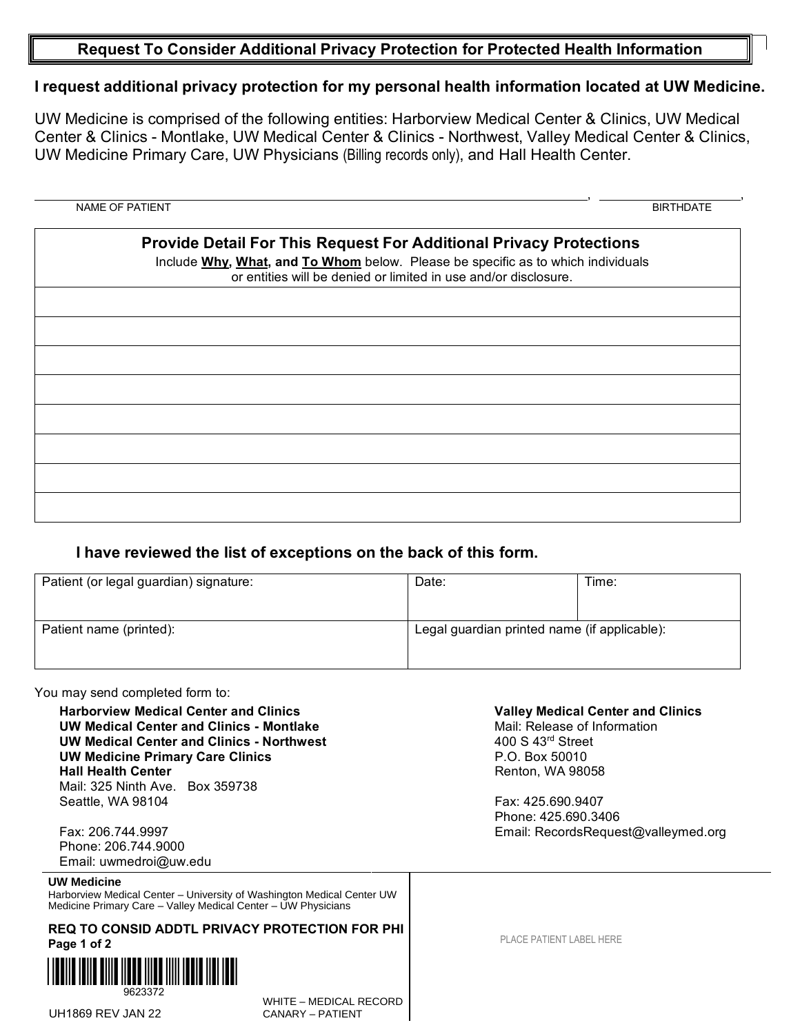# Request To Consider Additional Privacy Protection for Protected Health Information

**I request additional privacy protection for my personal health information located at UW Medicine.**

UW Medicine is comprised of the following entities: Harborview Medical Center & Clinics, UW Medical Center & Clinics - Montlake, UW Medical Center & Clinics - Northwest, Valley Medical Center & Clinics, UW Medicine Primary Care, UW Physicians (Billing records only), and Hall Health Center.

| NAME OF PATIENT | BIRTHDATE |
|---|---|
| | |

| **Provide Detail For This Request For Additional Privacy Protections**<br>Include **Why**, **What**, and **To Whom** below. Please be specific as to which individuals or entities will be denied or limited in use and/or disclosure. |
|---|
| |
| |
| |
| |
| |
| |
| |
| |

**I have reviewed the list of exceptions on the back of this form.**

| Patient (or legal guardian) signature: | Date: | Time: |
|---|---|---|
| Patient name (printed): | Legal guardian printed name (if applicable): | |

You may send completed form to:

**Harborview Medical Center and Clinics**
**UW Medical Center and Clinics - Montlake**
**UW Medical Center and Clinics - Northwest**
**UW Medicine Primary Care Clinics**
**Hall Health Center**
Mail: 325 Ninth Ave. Box 359738
Seattle, WA 98104

Fax: 206.744.9997
Phone: 206.744.9000
Email: uwmedroi@uw.edu

**Valley Medical Center and Clinics**
Mail: Release of Information
400 S 43rd Street
P.O. Box 50010
Renton, WA 98058

Fax: 425.690.9407
Phone: 425.690.3406
Email: RecordsRequest@valleymed.org

**UW Medicine**
Harborview Medical Center – University of Washington Medical Center UW Medicine Primary Care – Valley Medical Center – UW Physicians

**REQ TO CONSID ADDTL PRIVACY PROTECTION FOR PHI**

9623372

UH1869 REV JAN 22

WHITE – MEDICAL RECORD
CANARY – PATIENT

PLACE PATIENT LABEL HERE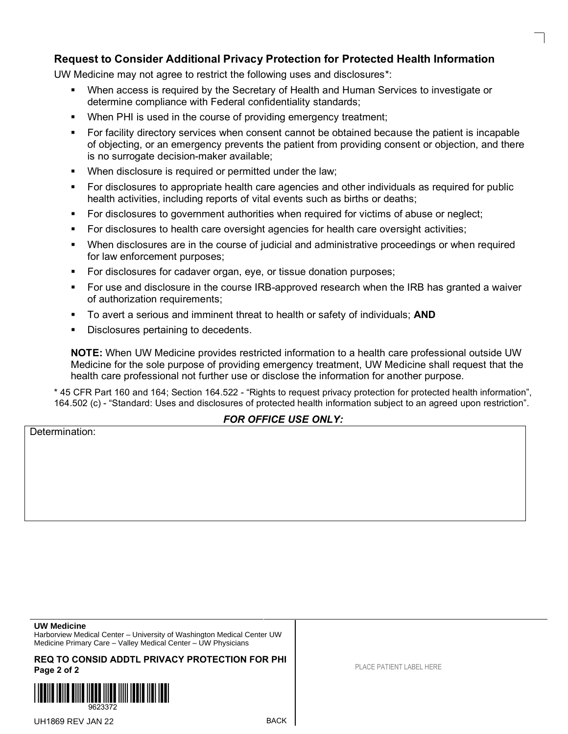## Request to Consider Additional Privacy Protection for Protected Health Information

UW Medicine may not agree to restrict the following uses and disclosures*:

- When access is required by the Secretary of Health and Human Services to investigate or determine compliance with Federal confidentiality standards;
- When PHI is used in the course of providing emergency treatment;
- For facility directory services when consent cannot be obtained because the patient is incapable of objecting, or an emergency prevents the patient from providing consent or objection, and there is no surrogate decision-maker available;
- When disclosure is required or permitted under the law;
- For disclosures to appropriate health care agencies and other individuals as required for public health activities, including reports of vital events such as births or deaths;
- For disclosures to government authorities when required for victims of abuse or neglect;
- For disclosures to health care oversight agencies for health care oversight activities;
- When disclosures are in the course of judicial and administrative proceedings or when required for law enforcement purposes;
- For disclosures for cadaver organ, eye, or tissue donation purposes;
- For use and disclosure in the course IRB-approved research when the IRB has granted a waiver of authorization requirements;
- To avert a serious and imminent threat to health or safety of individuals; **AND**
- Disclosures pertaining to decedents.

**NOTE:** When UW Medicine provides restricted information to a health care professional outside UW Medicine for the sole purpose of providing emergency treatment, UW Medicine shall request that the health care professional not further use or disclose the information for another purpose.

* 45 CFR Part 160 and 164; Section 164.522 - "Rights to request privacy protection for protected health information", 164.502 (c) - "Standard: Uses and disclosures of protected health information subject to an agreed upon restriction".

***FOR OFFICE USE ONLY:***

Determination:

**UW Medicine**
Harborview Medical Center – University of Washington Medical Center UW Medicine Primary Care – Valley Medical Center – UW Physicians

**REQ TO CONSID ADDTL PRIVACY PROTECTION FOR PHI**

9623372

UH1869 REV JAN 22

BACK

PLACE PATIENT LABEL HERE